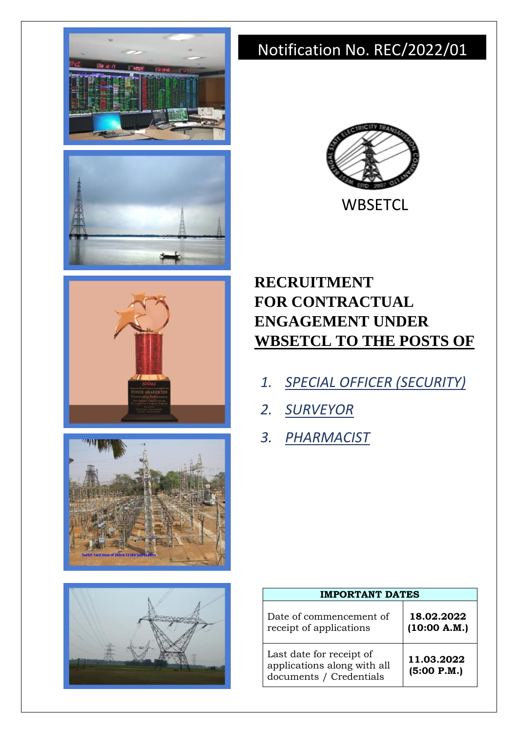# Notification No. REC/2022/01

WBSETCL

## RECRUITMENT FOR CONTRACTUAL ENGAGEMENT UNDER WBSETCL TO THE POSTS OF

1. *SPECIAL OFFICER (SECURITY)*
2. *SURVEYOR*
3. *PHARMACIST*

| IMPORTANT DATES | |
|---|---|
| Date of commencement of receipt of applications | **18.02.2022 (10:00 A.M.)** |
| Last date for receipt of applications along with all documents / Credentials | **11.03.2022 (5:00 P.M.)** |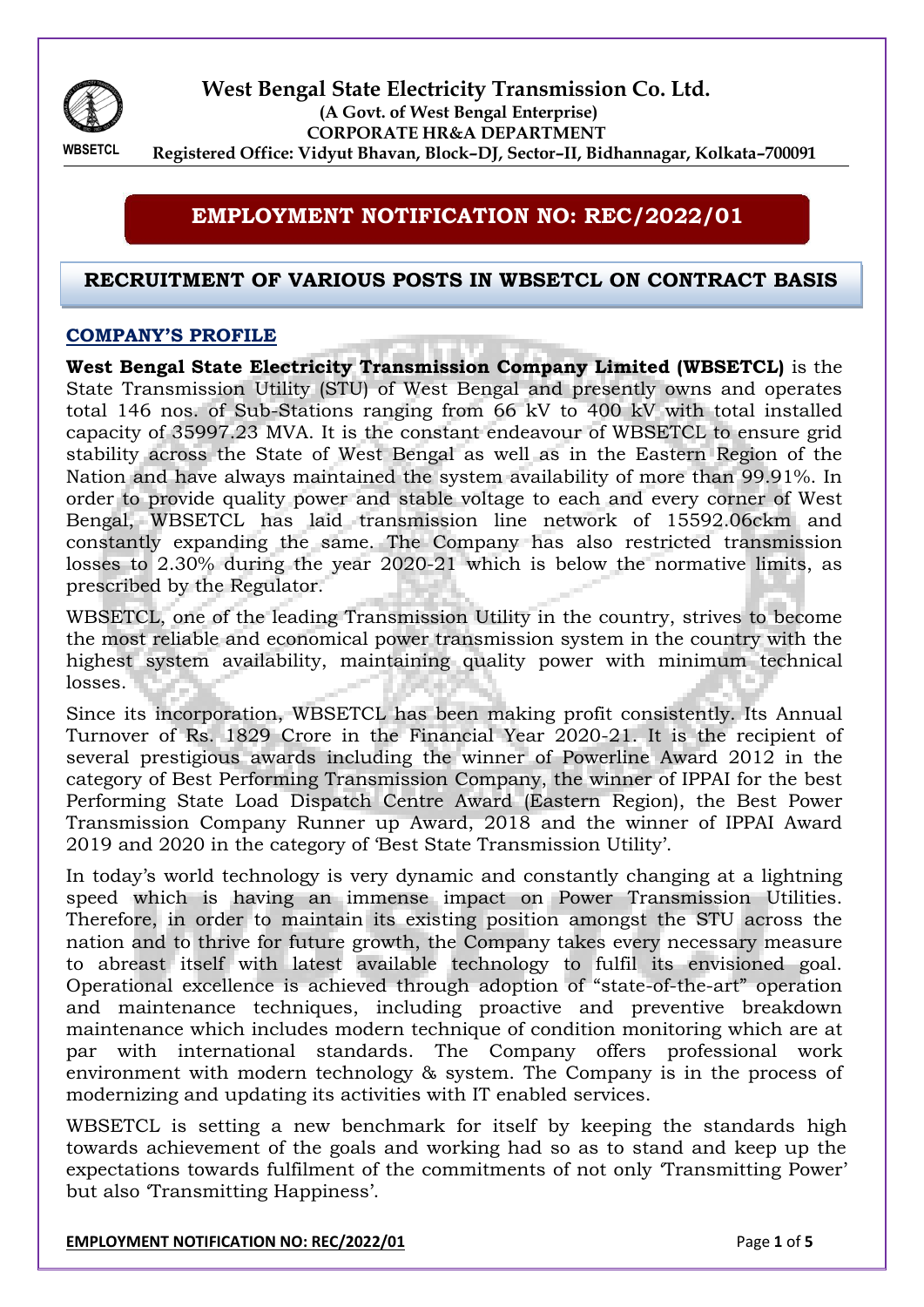# West Bengal State Electricity Transmission Co. Ltd.

**(A Govt. of West Bengal Enterprise)**

**CORPORATE HR&A DEPARTMENT**

WBSETCL **Registered Office: Vidyut Bhavan, Block–DJ, Sector–II, Bidhannagar, Kolkata–700091**

## EMPLOYMENT NOTIFICATION NO: REC/2022/01

## RECRUITMENT OF VARIOUS POSTS IN WBSETCL ON CONTRACT BASIS

### COMPANY'S PROFILE

**West Bengal State Electricity Transmission Company Limited (WBSETCL)** is the State Transmission Utility (STU) of West Bengal and presently owns and operates total 146 nos. of Sub-Stations ranging from 66 kV to 400 kV with total installed capacity of 35997.23 MVA. It is the constant endeavour of WBSETCL to ensure grid stability across the State of West Bengal as well as in the Eastern Region of the Nation and have always maintained the system availability of more than 99.91%. In order to provide quality power and stable voltage to each and every corner of West Bengal, WBSETCL has laid transmission line network of 15592.06ckm and constantly expanding the same. The Company has also restricted transmission losses to 2.30% during the year 2020-21 which is below the normative limits, as prescribed by the Regulator.

WBSETCL, one of the leading Transmission Utility in the country, strives to become the most reliable and economical power transmission system in the country with the highest system availability, maintaining quality power with minimum technical losses.

Since its incorporation, WBSETCL has been making profit consistently. Its Annual Turnover of Rs. 1829 Crore in the Financial Year 2020-21. It is the recipient of several prestigious awards including the winner of Powerline Award 2012 in the category of Best Performing Transmission Company, the winner of IPPAI for the best Performing State Load Dispatch Centre Award (Eastern Region), the Best Power Transmission Company Runner up Award, 2018 and the winner of IPPAI Award 2019 and 2020 in the category of 'Best State Transmission Utility'.

In today's world technology is very dynamic and constantly changing at a lightning speed which is having an immense impact on Power Transmission Utilities. Therefore, in order to maintain its existing position amongst the STU across the nation and to thrive for future growth, the Company takes every necessary measure to abreast itself with latest available technology to fulfil its envisioned goal. Operational excellence is achieved through adoption of "state-of-the-art" operation and maintenance techniques, including proactive and preventive breakdown maintenance which includes modern technique of condition monitoring which are at par with international standards. The Company offers professional work environment with modern technology & system. The Company is in the process of modernizing and updating its activities with IT enabled services.

WBSETCL is setting a new benchmark for itself by keeping the standards high towards achievement of the goals and working had so as to stand and keep up the expectations towards fulfilment of the commitments of not only 'Transmitting Power' but also 'Transmitting Happiness'.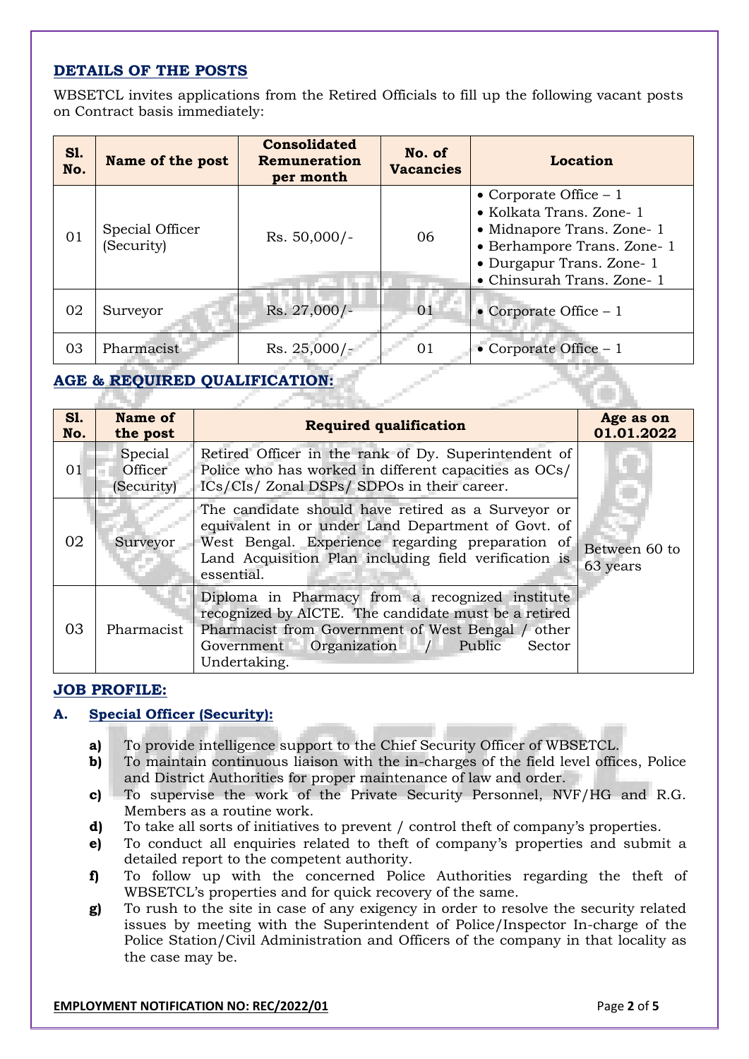## DETAILS OF THE POSTS

WBSETCL invites applications from the Retired Officials to fill up the following vacant posts on Contract basis immediately:

| Sl. No. | Name of the post | Consolidated Remuneration per month | No. of Vacancies | Location |
|---|---|---|---|---|
| 01 | Special Officer (Security) | Rs. 50,000/- | 06 | • Corporate Office – 1<br>• Kolkata Trans. Zone- 1<br>• Midnapore Trans. Zone- 1<br>• Berhampore Trans. Zone- 1<br>• Durgapur Trans. Zone- 1<br>• Chinsurah Trans. Zone- 1 |
| 02 | Surveyor | Rs. 27,000/- | 01 | • Corporate Office – 1 |
| 03 | Pharmacist | Rs. 25,000/- | 01 | • Corporate Office – 1 |

## AGE & REQUIRED QUALIFICATION:

| Sl. No. | Name of the post | Required qualification | Age as on 01.01.2022 |
|---|---|---|---|
| 01 | Special Officer (Security) | Retired Officer in the rank of Dy. Superintendent of Police who has worked in different capacities as OCs/ ICs/CIs/ Zonal DSPs/ SDPOs in their career. | Between 60 to 63 years |
| 02 | Surveyor | The candidate should have retired as a Surveyor or equivalent in or under Land Department of Govt. of West Bengal. Experience regarding preparation of Land Acquisition Plan including field verification is essential. | |
| 03 | Pharmacist | Diploma in Pharmacy from a recognized institute recognized by AICTE. The candidate must be a retired Pharmacist from Government of West Bengal / other Government Organization / Public Sector Undertaking. | |

## JOB PROFILE:

### A. Special Officer (Security):

- **a)** To provide intelligence support to the Chief Security Officer of WBSETCL.
- **b)** To maintain continuous liaison with the in-charges of the field level offices, Police and District Authorities for proper maintenance of law and order.
- **c)** To supervise the work of the Private Security Personnel, NVF/HG and R.G. Members as a routine work.
- **d)** To take all sorts of initiatives to prevent / control theft of company's properties.
- **e)** To conduct all enquiries related to theft of company's properties and submit a detailed report to the competent authority.
- **f)** To follow up with the concerned Police Authorities regarding the theft of WBSETCL's properties and for quick recovery of the same.
- **g)** To rush to the site in case of any exigency in order to resolve the security related issues by meeting with the Superintendent of Police/Inspector In-charge of the Police Station/Civil Administration and Officers of the company in that locality as the case may be.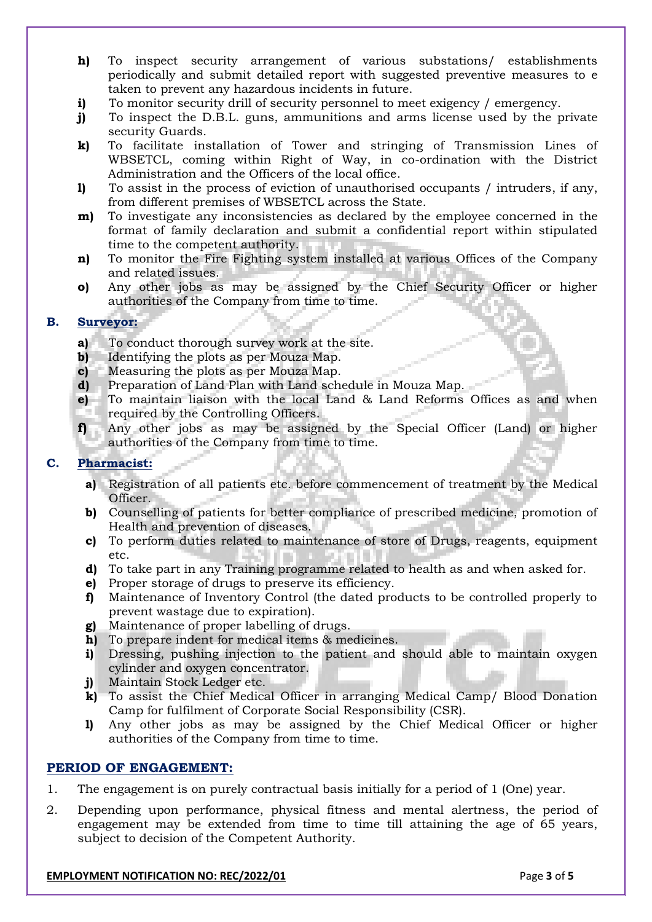- **h)** To inspect security arrangement of various substations/ establishments periodically and submit detailed report with suggested preventive measures to e taken to prevent any hazardous incidents in future.
- **i)** To monitor security drill of security personnel to meet exigency / emergency.
- **j)** To inspect the D.B.L. guns, ammunitions and arms license used by the private security Guards.
- **k)** To facilitate installation of Tower and stringing of Transmission Lines of WBSETCL, coming within Right of Way, in co-ordination with the District Administration and the Officers of the local office.
- **l)** To assist in the process of eviction of unauthorised occupants / intruders, if any, from different premises of WBSETCL across the State.
- **m)** To investigate any inconsistencies as declared by the employee concerned in the format of family declaration and submit a confidential report within stipulated time to the competent authority.
- **n)** To monitor the Fire Fighting system installed at various Offices of the Company and related issues.
- **o)** Any other jobs as may be assigned by the Chief Security Officer or higher authorities of the Company from time to time.

### B. Surveyor:

- **a)** To conduct thorough survey work at the site.
- **b)** Identifying the plots as per Mouza Map.
- **c)** Measuring the plots as per Mouza Map.
- **d)** Preparation of Land Plan with Land schedule in Mouza Map.
- **e)** To maintain liaison with the local Land & Land Reforms Offices as and when required by the Controlling Officers.
- **f)** Any other jobs as may be assigned by the Special Officer (Land) or higher authorities of the Company from time to time.

### C. Pharmacist:

- **a)** Registration of all patients etc. before commencement of treatment by the Medical Officer.
- **b)** Counselling of patients for better compliance of prescribed medicine, promotion of Health and prevention of diseases.
- **c)** To perform duties related to maintenance of store of Drugs, reagents, equipment etc.
- **d)** To take part in any Training programme related to health as and when asked for.
- **e)** Proper storage of drugs to preserve its efficiency.
- **f)** Maintenance of Inventory Control (the dated products to be controlled properly to prevent wastage due to expiration).
- **g)** Maintenance of proper labelling of drugs.
- **h)** To prepare indent for medical items & medicines.
- **i)** Dressing, pushing injection to the patient and should able to maintain oxygen cylinder and oxygen concentrator.
- **j)** Maintain Stock Ledger etc.
- **k)** To assist the Chief Medical Officer in arranging Medical Camp/ Blood Donation Camp for fulfilment of Corporate Social Responsibility (CSR).
- **l)** Any other jobs as may be assigned by the Chief Medical Officer or higher authorities of the Company from time to time.

## PERIOD OF ENGAGEMENT:

1. The engagement is on purely contractual basis initially for a period of 1 (One) year.
2. Depending upon performance, physical fitness and mental alertness, the period of engagement may be extended from time to time till attaining the age of 65 years, subject to decision of the Competent Authority.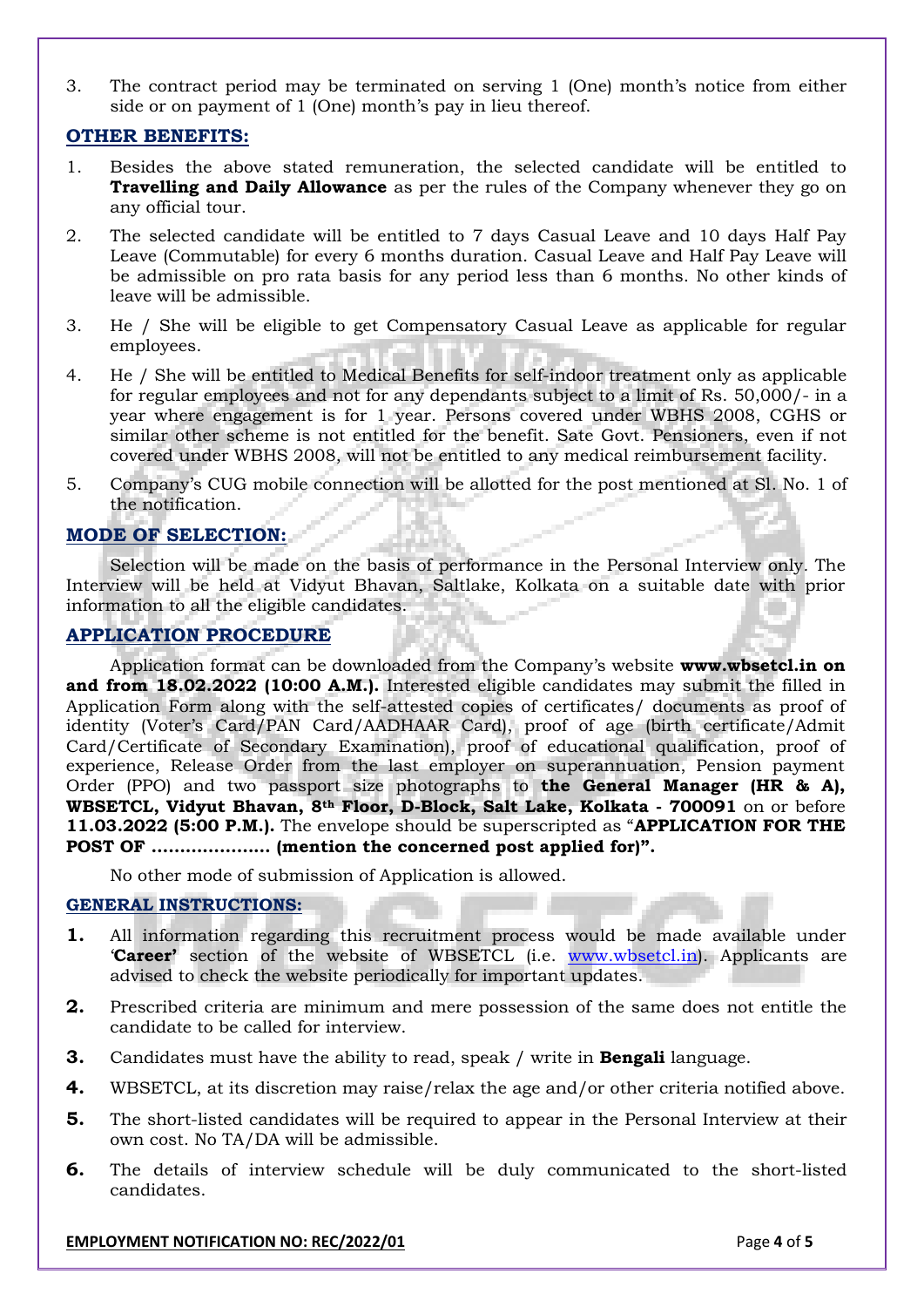3. The contract period may be terminated on serving 1 (One) month's notice from either side or on payment of 1 (One) month's pay in lieu thereof.

## OTHER BENEFITS:

1. Besides the above stated remuneration, the selected candidate will be entitled to **Travelling and Daily Allowance** as per the rules of the Company whenever they go on any official tour.
2. The selected candidate will be entitled to 7 days Casual Leave and 10 days Half Pay Leave (Commutable) for every 6 months duration. Casual Leave and Half Pay Leave will be admissible on pro rata basis for any period less than 6 months. No other kinds of leave will be admissible.
3. He / She will be eligible to get Compensatory Casual Leave as applicable for regular employees.
4. He / She will be entitled to Medical Benefits for self-indoor treatment only as applicable for regular employees and not for any dependants subject to a limit of Rs. 50,000/- in a year where engagement is for 1 year. Persons covered under WBHS 2008, CGHS or similar other scheme is not entitled for the benefit. Sate Govt. Pensioners, even if not covered under WBHS 2008, will not be entitled to any medical reimbursement facility.
5. Company's CUG mobile connection will be allotted for the post mentioned at Sl. No. 1 of the notification.

## MODE OF SELECTION:

Selection will be made on the basis of performance in the Personal Interview only. The Interview will be held at Vidyut Bhavan, Saltlake, Kolkata on a suitable date with prior information to all the eligible candidates.

## APPLICATION PROCEDURE

Application format can be downloaded from the Company's website **www.wbsetcl.in on and from 18.02.2022 (10:00 A.M.).** Interested eligible candidates may submit the filled in Application Form along with the self-attested copies of certificates/ documents as proof of identity (Voter's Card/PAN Card/AADHAAR Card), proof of age (birth certificate/Admit Card/Certificate of Secondary Examination), proof of educational qualification, proof of experience, Release Order from the last employer on superannuation, Pension payment Order (PPO) and two passport size photographs to **the General Manager (HR & A), WBSETCL, Vidyut Bhavan, 8th Floor, D-Block, Salt Lake, Kolkata - 700091** on or before **11.03.2022 (5:00 P.M.).** The envelope should be superscripted as "**APPLICATION FOR THE POST OF ………………… (mention the concerned post applied for)".**

No other mode of submission of Application is allowed.

## GENERAL INSTRUCTIONS:

1. All information regarding this recruitment process would be made available under '**Career**' section of the website of WBSETCL (i.e. www.wbsetcl.in). Applicants are advised to check the website periodically for important updates.
2. Prescribed criteria are minimum and mere possession of the same does not entitle the candidate to be called for interview.
3. Candidates must have the ability to read, speak / write in **Bengali** language.
4. WBSETCL, at its discretion may raise/relax the age and/or other criteria notified above.
5. The short-listed candidates will be required to appear in the Personal Interview at their own cost. No TA/DA will be admissible.
6. The details of interview schedule will be duly communicated to the short-listed candidates.

**EMPLOYMENT NOTIFICATION NO: REC/2022/01**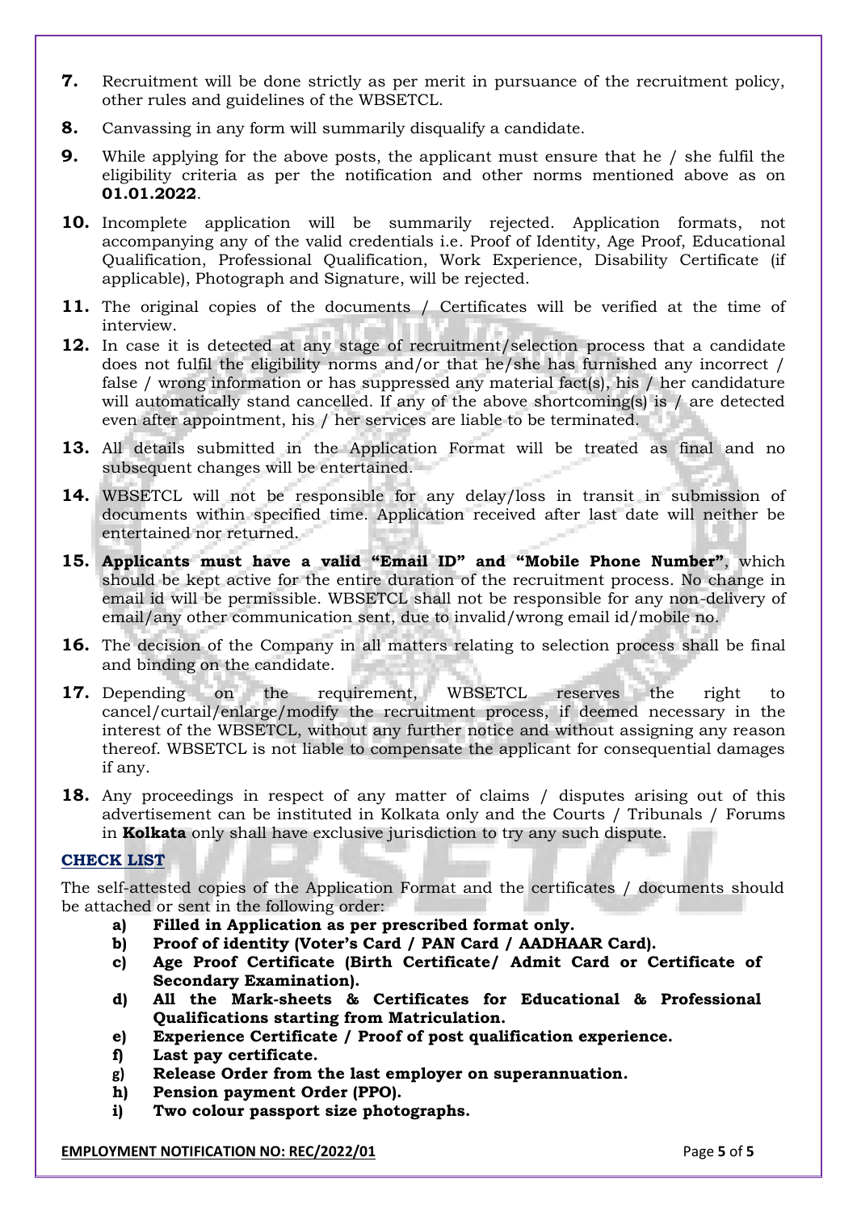7. Recruitment will be done strictly as per merit in pursuance of the recruitment policy, other rules and guidelines of the WBSETCL.

8. Canvassing in any form will summarily disqualify a candidate.

9. While applying for the above posts, the applicant must ensure that he / she fulfil the eligibility criteria as per the notification and other norms mentioned above as on **01.01.2022**.

10. Incomplete application will be summarily rejected. Application formats, not accompanying any of the valid credentials i.e. Proof of Identity, Age Proof, Educational Qualification, Professional Qualification, Work Experience, Disability Certificate (if applicable), Photograph and Signature, will be rejected.

11. The original copies of the documents / Certificates will be verified at the time of interview.

12. In case it is detected at any stage of recruitment/selection process that a candidate does not fulfil the eligibility norms and/or that he/she has furnished any incorrect / false / wrong information or has suppressed any material fact(s), his / her candidature will automatically stand cancelled. If any of the above shortcoming(s) is / are detected even after appointment, his / her services are liable to be terminated.

13. All details submitted in the Application Format will be treated as final and no subsequent changes will be entertained.

14. WBSETCL will not be responsible for any delay/loss in transit in submission of documents within specified time. Application received after last date will neither be entertained nor returned.

15. **Applicants must have a valid "Email ID" and "Mobile Phone Number"**, which should be kept active for the entire duration of the recruitment process. No change in email id will be permissible. WBSETCL shall not be responsible for any non-delivery of email/any other communication sent, due to invalid/wrong email id/mobile no.

16. The decision of the Company in all matters relating to selection process shall be final and binding on the candidate.

17. Depending on the requirement, WBSETCL reserves the right to cancel/curtail/enlarge/modify the recruitment process, if deemed necessary in the interest of the WBSETCL, without any further notice and without assigning any reason thereof. WBSETCL is not liable to compensate the applicant for consequential damages if any.

18. Any proceedings in respect of any matter of claims / disputes arising out of this advertisement can be instituted in Kolkata only and the Courts / Tribunals / Forums in **Kolkata** only shall have exclusive jurisdiction to try any such dispute.

## CHECK LIST

The self-attested copies of the Application Format and the certificates / documents should be attached or sent in the following order:

a) **Filled in Application as per prescribed format only.**
b) **Proof of identity (Voter's Card / PAN Card / AADHAAR Card).**
c) **Age Proof Certificate (Birth Certificate/ Admit Card or Certificate of Secondary Examination).**
d) **All the Mark-sheets & Certificates for Educational & Professional Qualifications starting from Matriculation.**
e) **Experience Certificate / Proof of post qualification experience.**
f) **Last pay certificate.**
g) **Release Order from the last employer on superannuation.**
h) **Pension payment Order (PPO).**
i) **Two colour passport size photographs.**

**EMPLOYMENT NOTIFICATION NO: REC/2022/01**